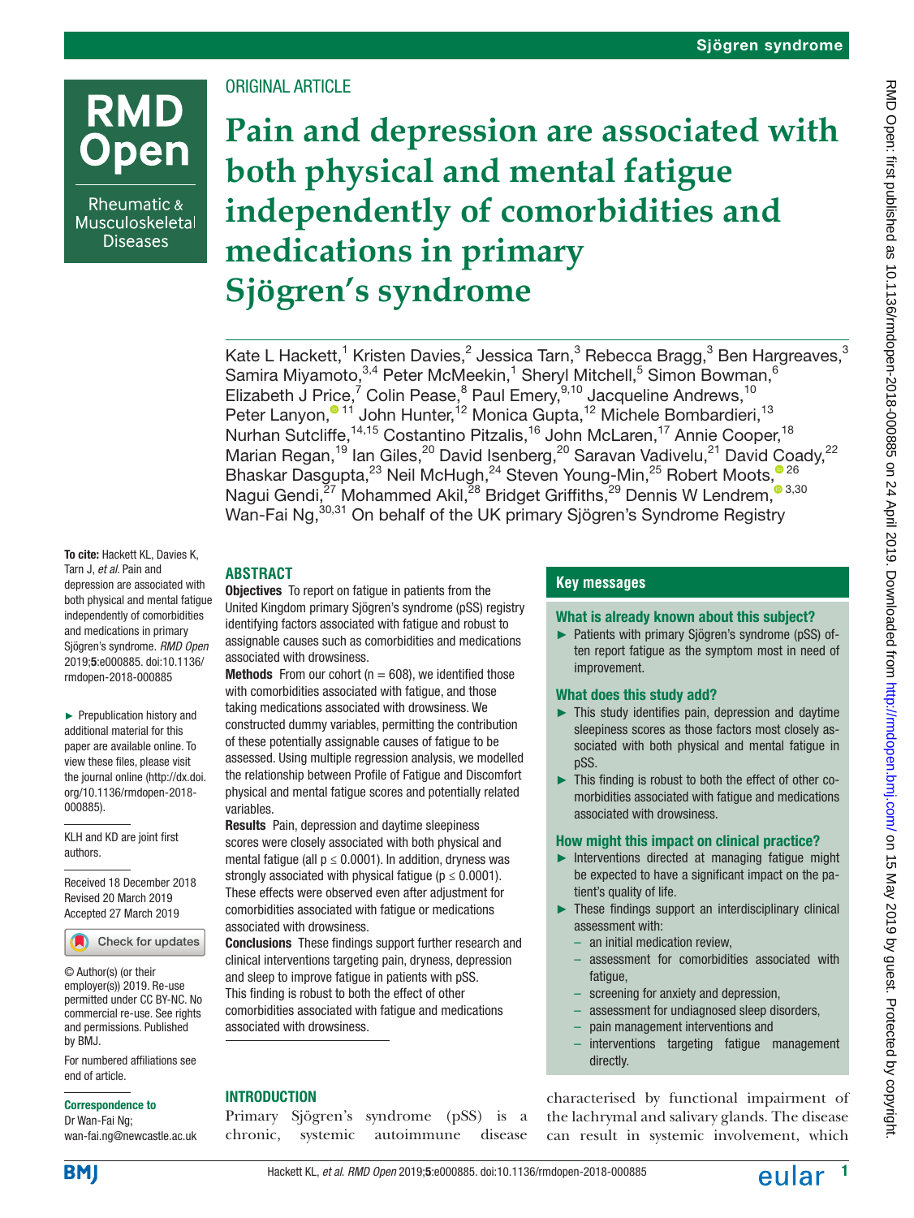Sjögren syndrome

ORIGINAL ARTICLE

# Pain and depression are associated with both physical and mental fatigue independently of comorbidities and medications in primary Sjögren's syndrome

Kate L Hackett,[1] Kristen Davies,[2] Jessica Tarn,[3] Rebecca Bragg,[3] Ben Hargreaves,[3] Samira Miyamoto,[3,4] Peter McMeekin,[1] Sheryl Mitchell,[5] Simon Bowman,[6] Elizabeth J Price,[7] Colin Pease,[8] Paul Emery,[9,10] Jacqueline Andrews,[10] Peter Lanyon,[11] John Hunter,[12] Monica Gupta,[12] Michele Bombardieri,[13] Nurhan Sutcliffe,[14,15] Costantino Pitzalis,[16] John McLaren,[17] Annie Cooper,[18] Marian Regan,[19] Ian Giles,[20] David Isenberg,[20] Saravan Vadivelu,[21] David Coady,[22] Bhaskar Dasgupta,[23] Neil McHugh,[24] Steven Young-Min,[25] Robert Moots,[26] Nagui Gendi,[27] Mohammed Akil,[28] Bridget Griffiths,[29] Dennis W Lendrem,[3,30] Wan-Fai Ng,[30,31] On behalf of the UK primary Sjögren's Syndrome Registry

**To cite:** Hackett KL, Davies K, Tarn J, *et al*. Pain and depression are associated with both physical and mental fatigue independently of comorbidities and medications in primary Sjögren's syndrome. *RMD Open* 2019;**5**:e000885. doi:10.1136/rmdopen-2018-000885

► Prepublication history and additional material for this paper are available online. To view these files, please visit the journal online (http://dx.doi.org/10.1136/rmdopen-2018-000885).

KLH and KD are joint first authors.

Received 18 December 2018
Revised 20 March 2019
Accepted 27 March 2019

© Author(s) (or their employer(s)) 2019. Re-use permitted under CC BY-NC. No commercial re-use. See rights and permissions. Published by BMJ.

For numbered affiliations see end of article.

**Correspondence to**
Dr Wan-Fai Ng;
wan-fai.ng@newcastle.ac.uk

## ABSTRACT

**Objectives** To report on fatigue in patients from the United Kingdom primary Sjögren's syndrome (pSS) registry identifying factors associated with fatigue and robust to assignable causes such as comorbidities and medications associated with drowsiness.

**Methods** From our cohort (n = 608), we identified those with comorbidities associated with fatigue, and those taking medications associated with drowsiness. We constructed dummy variables, permitting the contribution of these potentially assignable causes of fatigue to be assessed. Using multiple regression analysis, we modelled the relationship between Profile of Fatigue and Discomfort physical and mental fatigue scores and potentially related variables.

**Results** Pain, depression and daytime sleepiness scores were closely associated with both physical and mental fatigue (all $p \leq 0.0001$). In addition, dryness was strongly associated with physical fatigue ($p \leq 0.0001$). These effects were observed even after adjustment for comorbidities associated with fatigue or medications associated with drowsiness.

**Conclusions** These findings support further research and clinical interventions targeting pain, dryness, depression and sleep to improve fatigue in patients with pSS. This finding is robust to both the effect of other comorbidities associated with fatigue and medications associated with drowsiness.

## Key messages

### What is already known about this subject?

► Patients with primary Sjögren's syndrome (pSS) often report fatigue as the symptom most in need of improvement.

### What does this study add?

► This study identifies pain, depression and daytime sleepiness scores as those factors most closely associated with both physical and mental fatigue in pSS.
► This finding is robust to both the effect of other comorbidities associated with fatigue and medications associated with drowsiness.

### How might this impact on clinical practice?

► Interventions directed at managing fatigue might be expected to have a significant impact on the patient's quality of life.
► These findings support an interdisciplinary clinical assessment with:
  – an initial medication review,
  – assessment for comorbidities associated with fatigue,
  – screening for anxiety and depression,
  – assessment for undiagnosed sleep disorders,
  – pain management interventions and
  – interventions targeting fatigue management directly.

## INTRODUCTION

Primary Sjögren's syndrome (pSS) is a chronic, systemic autoimmune disease characterised by functional impairment of the lachrymal and salivary glands. The disease can result in systemic involvement, which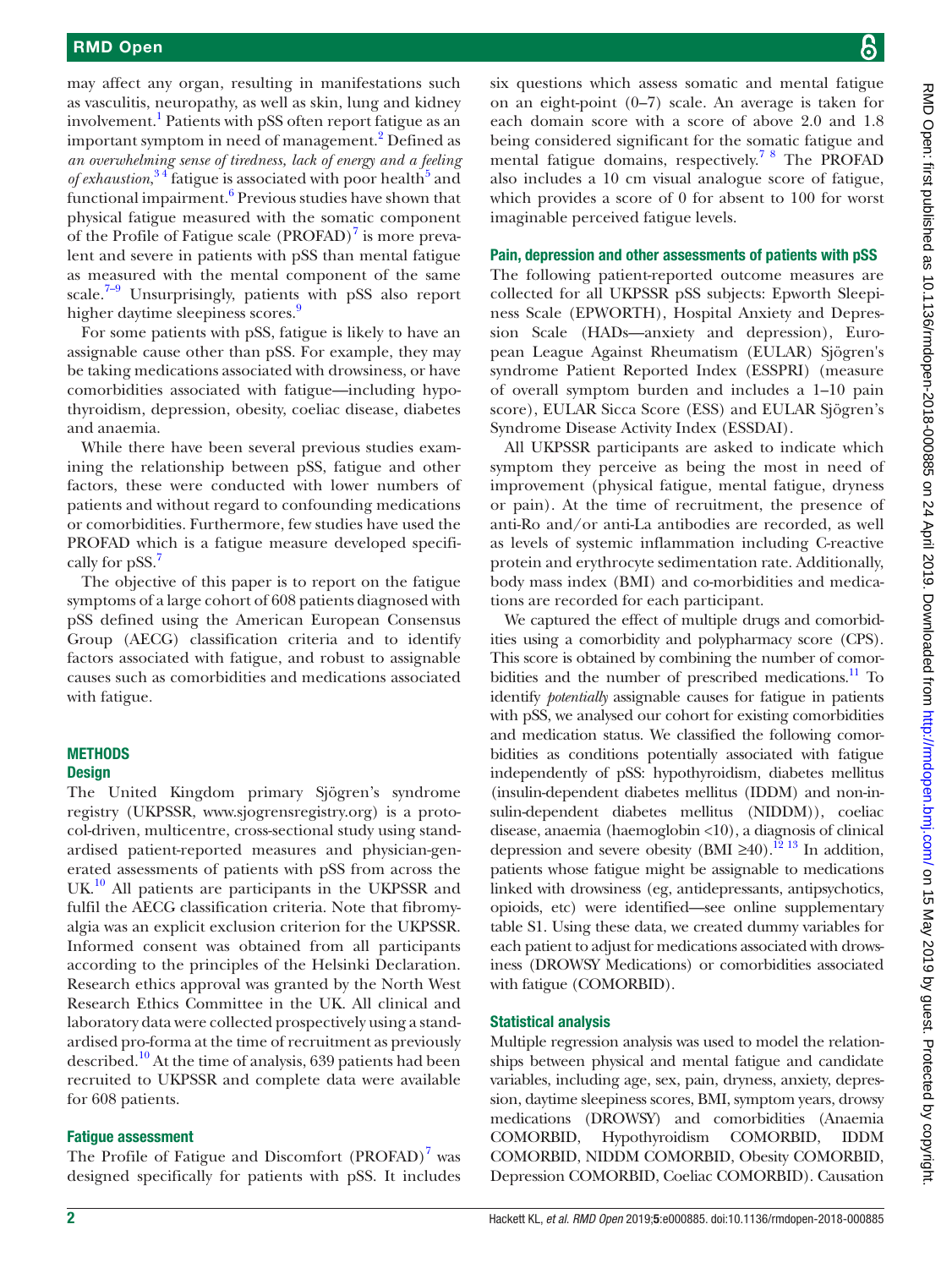may affect any organ, resulting in manifestations such as vasculitis, neuropathy, as well as skin, lung and kidney involvement.[1] Patients with pSS often report fatigue as an important symptom in need of management.[2] Defined as *an overwhelming sense of tiredness, lack of energy and a feeling of exhaustion*,[3 4] fatigue is associated with poor health[5] and functional impairment.[6] Previous studies have shown that physical fatigue measured with the somatic component of the Profile of Fatigue scale (PROFAD)[7] is more prevalent and severe in patients with pSS than mental fatigue as measured with the mental component of the same scale.[7–9] Unsurprisingly, patients with pSS also report higher daytime sleepiness scores.[9]

For some patients with pSS, fatigue is likely to have an assignable cause other than pSS. For example, they may be taking medications associated with drowsiness, or have comorbidities associated with fatigue—including hypothyroidism, depression, obesity, coeliac disease, diabetes and anaemia.

While there have been several previous studies examining the relationship between pSS, fatigue and other factors, these were conducted with lower numbers of patients and without regard to confounding medications or comorbidities. Furthermore, few studies have used the PROFAD which is a fatigue measure developed specifically for pSS.[7]

The objective of this paper is to report on the fatigue symptoms of a large cohort of 608 patients diagnosed with pSS defined using the American European Consensus Group (AECG) classification criteria and to identify factors associated with fatigue, and robust to assignable causes such as comorbidities and medications associated with fatigue.

## METHODS

### Design

The United Kingdom primary Sjögren's syndrome registry (UKPSSR, www.sjogrensregistry.org) is a protocol-driven, multicentre, cross-sectional study using standardised patient-reported measures and physician-generated assessments of patients with pSS from across the UK.[10] All patients are participants in the UKPSSR and fulfil the AECG classification criteria. Note that fibromyalgia was an explicit exclusion criterion for the UKPSSR. Informed consent was obtained from all participants according to the principles of the Helsinki Declaration. Research ethics approval was granted by the North West Research Ethics Committee in the UK. All clinical and laboratory data were collected prospectively using a standardised pro-forma at the time of recruitment as previously described.[10] At the time of analysis, 639 patients had been recruited to UKPSSR and complete data were available for 608 patients.

### Fatigue assessment

The Profile of Fatigue and Discomfort (PROFAD)[7] was designed specifically for patients with pSS. It includes six questions which assess somatic and mental fatigue on an eight-point (0–7) scale. An average is taken for each domain score with a score of above 2.0 and 1.8 being considered significant for the somatic fatigue and mental fatigue domains, respectively.[7 8] The PROFAD also includes a 10 cm visual analogue score of fatigue, which provides a score of 0 for absent to 100 for worst imaginable perceived fatigue levels.

### Pain, depression and other assessments of patients with pSS

The following patient-reported outcome measures are collected for all UKPSSR pSS subjects: Epworth Sleepiness Scale (EPWORTH), Hospital Anxiety and Depression Scale (HADs—anxiety and depression), European League Against Rheumatism (EULAR) Sjögren's syndrome Patient Reported Index (ESSPRI) (measure of overall symptom burden and includes a 1–10 pain score), EULAR Sicca Score (ESS) and EULAR Sjögren's Syndrome Disease Activity Index (ESSDAI).

All UKPSSR participants are asked to indicate which symptom they perceive as being the most in need of improvement (physical fatigue, mental fatigue, dryness or pain). At the time of recruitment, the presence of anti-Ro and/or anti-La antibodies are recorded, as well as levels of systemic inflammation including C-reactive protein and erythrocyte sedimentation rate. Additionally, body mass index (BMI) and co-morbidities and medications are recorded for each participant.

We captured the effect of multiple drugs and comorbidities using a comorbidity and polypharmacy score (CPS). This score is obtained by combining the number of comorbidities and the number of prescribed medications.[11] To identify *potentially* assignable causes for fatigue in patients with pSS, we analysed our cohort for existing comorbidities and medication status. We classified the following comorbidities as conditions potentially associated with fatigue independently of pSS: hypothyroidism, diabetes mellitus (insulin-dependent diabetes mellitus (IDDM) and non-insulin-dependent diabetes mellitus (NIDDM)), coeliac disease, anaemia (haemoglobin <10), a diagnosis of clinical depression and severe obesity (BMI ≥40).[12 13] In addition, patients whose fatigue might be assignable to medications linked with drowsiness (eg, antidepressants, antipsychotics, opioids, etc) were identified—see online supplementary table S1. Using these data, we created dummy variables for each patient to adjust for medications associated with drowsiness (DROWSY Medications) or comorbidities associated with fatigue (COMORBID).

### Statistical analysis

Multiple regression analysis was used to model the relationships between physical and mental fatigue and candidate variables, including age, sex, pain, dryness, anxiety, depression, daytime sleepiness scores, BMI, symptom years, drowsy medications (DROWSY) and comorbidities (Anaemia COMORBID, Hypothyroidism COMORBID, IDDM COMORBID, NIDDM COMORBID, Obesity COMORBID, Depression COMORBID, Coeliac COMORBID). Causation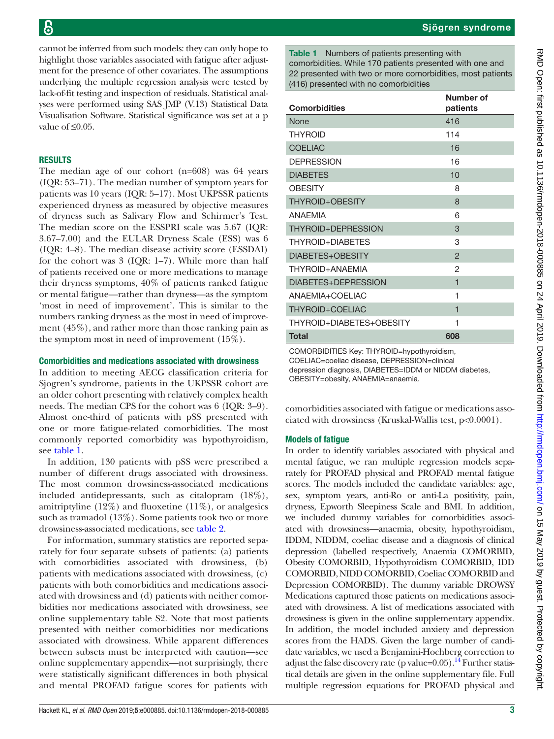cannot be inferred from such models: they can only hope to highlight those variables associated with fatigue after adjustment for the presence of other covariates. The assumptions underlying the multiple regression analysis were tested by lack-of-fit testing and inspection of residuals. Statistical analyses were performed using SAS JMP (V.13) Statistical Data Visualisation Software. Statistical significance was set at a p value of ≤0.05.

## RESULTS

The median age of our cohort (n=608) was 64 years (IQR: 53–71). The median number of symptom years for patients was 10 years (IQR: 5–17). Most UKPSSR patients experienced dryness as measured by objective measures of dryness such as Salivary Flow and Schirmer's Test. The median score on the ESSPRI scale was 5.67 (IQR: 3.67–7.00) and the EULAR Dryness Scale (ESS) was 6 (IQR: 4–8). The median disease activity score (ESSDAI) for the cohort was 3 (IQR: 1–7). While more than half of patients received one or more medications to manage their dryness symptoms, 40% of patients ranked fatigue or mental fatigue—rather than dryness—as the symptom 'most in need of improvement'. This is similar to the numbers ranking dryness as the most in need of improvement (45%), and rather more than those ranking pain as the symptom most in need of improvement (15%).

### Comorbidities and medications associated with drowsiness

In addition to meeting AECG classification criteria for Sjogren's syndrome, patients in the UKPSSR cohort are an older cohort presenting with relatively complex health needs. The median CPS for the cohort was 6 (IQR: 3–9). Almost one-third of patients with pSS presented with one or more fatigue-related comorbidities. The most commonly reported comorbidity was hypothyroidism, see table 1.

**Table 1** Numbers of patients presenting with comorbidities. While 170 patients presented with one and 22 presented with two or more comorbidities, most patients (416) presented with no comorbidities

| Comorbidities | Number of patients |
|---|---|
| None | 416 |
| THYROID | 114 |
| COELIAC | 16 |
| DEPRESSION | 16 |
| DIABETES | 10 |
| OBESITY | 8 |
| THYROID+OBESITY | 8 |
| ANAEMIA | 6 |
| THYROID+DEPRESSION | 3 |
| THYROID+DIABETES | 3 |
| DIABETES+OBESITY | 2 |
| THYROID+ANAEMIA | 2 |
| DIABETES+DEPRESSION | 1 |
| ANAEMIA+COELIAC | 1 |
| THYROID+COELIAC | 1 |
| THYROID+DIABETES+OBESITY | 1 |
| **Total** | **608** |

COMORBIDITIES Key: THYROID=hypothyroidism, COELIAC=coeliac disease, DEPRESSION=clinical depression diagnosis, DIABETES=IDDM or NIDDM diabetes, OBESITY=obesity, ANAEMIA=anaemia.

In addition, 130 patients with pSS were prescribed a number of different drugs associated with drowsiness. The most common drowsiness-associated medications included antidepressants, such as citalopram (18%), amitriptyline (12%) and fluoxetine (11%), or analgesics such as tramadol (13%). Some patients took two or more drowsiness-associated medications, see table 2.

For information, summary statistics are reported separately for four separate subsets of patients: (a) patients with comorbidities associated with drowsiness, (b) patients with medications associated with drowsiness, (c) patients with both comorbidities and medications associated with drowsiness and (d) patients with neither comorbidities nor medications associated with drowsiness, see online supplementary table S2. Note that most patients presented with neither comorbidities nor medications associated with drowsiness. While apparent differences between subsets must be interpreted with caution—see online supplementary appendix—not surprisingly, there were statistically significant differences in both physical and mental PROFAD fatigue scores for patients with comorbidities associated with fatigue or medications associated with drowsiness (Kruskal-Wallis test, p<0.0001).

### Models of fatigue

In order to identify variables associated with physical and mental fatigue, we ran multiple regression models separately for PROFAD physical and PROFAD mental fatigue scores. The models included the candidate variables: age, sex, symptom years, anti-Ro or anti-La positivity, pain, dryness, Epworth Sleepiness Scale and BMI. In addition, we included dummy variables for comorbidities associated with drowsiness—anaemia, obesity, hypothyroidism, IDDM, NIDDM, coeliac disease and a diagnosis of clinical depression (labelled respectively, Anaemia COMORBID, Obesity COMORBID, Hypothyroidism COMORBID, IDD COMORBID, NIDD COMORBID, Coeliac COMORBID and Depression COMORBID). The dummy variable DROWSY Medications captured those patients on medications associated with drowsiness. A list of medications associated with drowsiness is given in the online supplementary appendix. In addition, the model included anxiety and depression scores from the HADS. Given the large number of candidate variables, we used a Benjamini-Hochberg correction to adjust the false discovery rate (p value=0.05).[14] Further statistical details are given in the online supplementary file. Full multiple regression equations for PROFAD physical and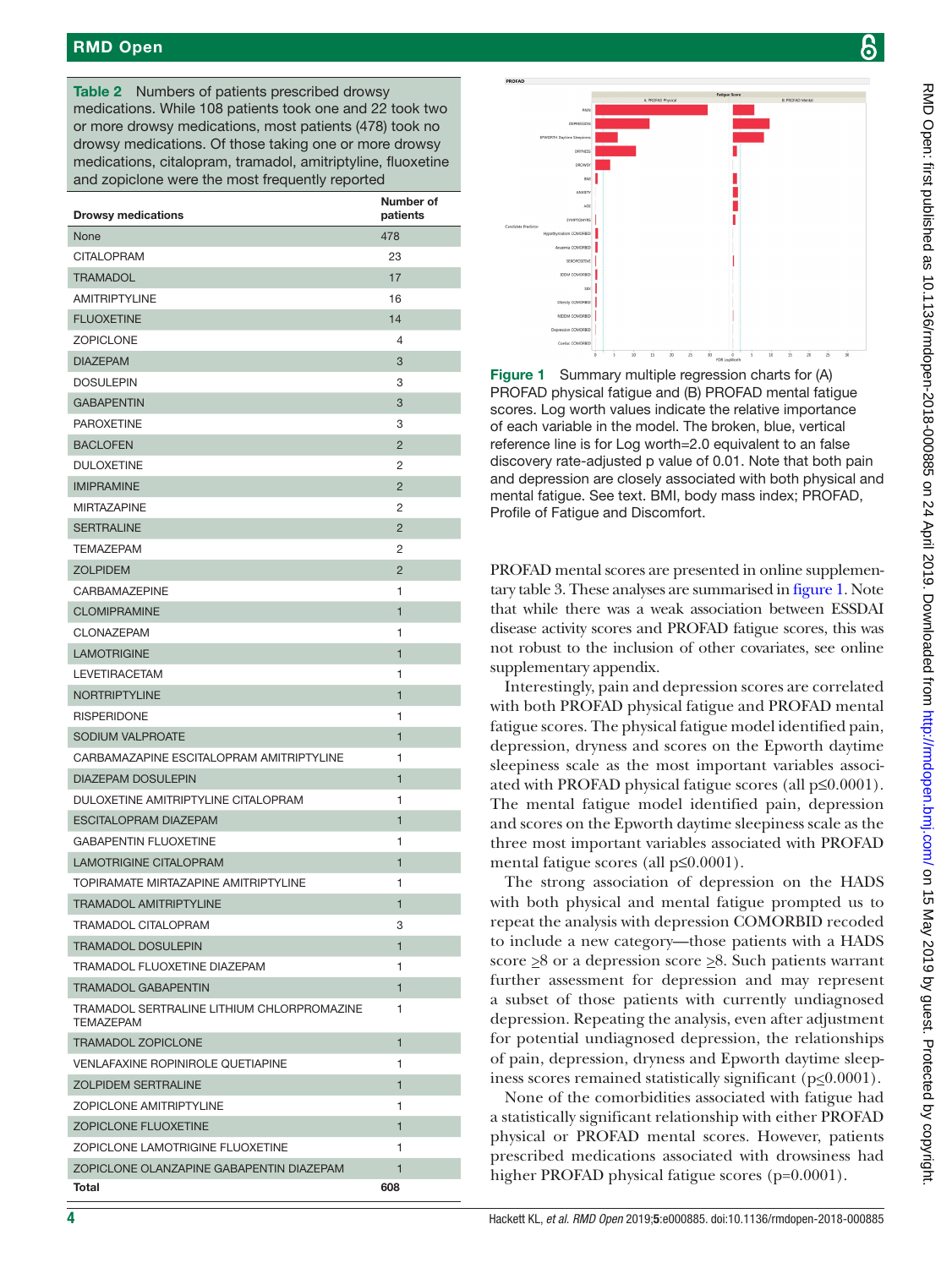**Table 2** Numbers of patients prescribed drowsy medications. While 108 patients took one and 22 took two or more drowsy medications, most patients (478) took no drowsy medications. Of those taking one or more drowsy medications, citalopram, tramadol, amitriptyline, fluoxetine and zopiclone were the most frequently reported

| Drowsy medications | Number of patients |
|---|---|
| None | 478 |
| CITALOPRAM | 23 |
| TRAMADOL | 17 |
| AMITRIPTYLINE | 16 |
| FLUOXETINE | 14 |
| ZOPICLONE | 4 |
| DIAZEPAM | 3 |
| DOSULEPIN | 3 |
| GABAPENTIN | 3 |
| PAROXETINE | 3 |
| BACLOFEN | 2 |
| DULOXETINE | 2 |
| IMIPRAMINE | 2 |
| MIRTAZAPINE | 2 |
| SERTRALINE | 2 |
| TEMAZEPAM | 2 |
| ZOLPIDEM | 2 |
| CARBAMAZEPINE | 1 |
| CLOMIPRAMINE | 1 |
| CLONAZEPAM | 1 |
| LAMOTRIGINE | 1 |
| LEVETIRACETAM | 1 |
| NORTRIPTYLINE | 1 |
| RISPERIDONE | 1 |
| SODIUM VALPROATE | 1 |
| CARBAMAZEPINE ESCITALOPRAM AMITRIPTYLINE | 1 |
| DIAZEPAM DOSULEPIN | 1 |
| DULOXETINE AMITRIPTYLINE CITALOPRAM | 1 |
| ESCITALOPRAM DIAZEPAM | 1 |
| GABAPENTIN FLUOXETINE | 1 |
| LAMOTRIGINE CITALOPRAM | 1 |
| TOPIRAMATE MIRTAZAPINE AMITRIPTYLINE | 1 |
| TRAMADOL AMITRIPTYLINE | 1 |
| TRAMADOL CITALOPRAM | 3 |
| TRAMADOL DOSULEPIN | 1 |
| TRAMADOL FLUOXETINE DIAZEPAM | 1 |
| TRAMADOL GABAPENTIN | 1 |
| TRAMADOL SERTRALINE LITHIUM CHLORPROMAZINE TEMAZEPAM | 1 |
| TRAMADOL ZOPICLONE | 1 |
| VENLAFAXINE ROPINIROLE QUETIAPINE | 1 |
| ZOLPIDEM SERTRALINE | 1 |
| ZOPICLONE AMITRIPTYLINE | 1 |
| ZOPICLONE FLUOXETINE | 1 |
| ZOPICLONE LAMOTRIGINE FLUOXETINE | 1 |
| ZOPICLONE OLANZAPINE GABAPENTIN DIAZEPAM | 1 |
| **Total** | **608** |

**Figure 1** Summary multiple regression charts for (A) PROFAD physical fatigue and (B) PROFAD mental fatigue scores. Log worth values indicate the relative importance of each variable in the model. The broken, blue, vertical reference line is for Log worth=2.0 equivalent to an false discovery rate-adjusted p value of 0.01. Note that both pain and depression are closely associated with both physical and mental fatigue. See text. BMI, body mass index; PROFAD, Profile of Fatigue and Discomfort.

PROFAD mental scores are presented in online supplementary table 3. These analyses are summarised in figure 1. Note that while there was a weak association between ESSDAI disease activity scores and PROFAD fatigue scores, this was not robust to the inclusion of other covariates, see online supplementary appendix.

Interestingly, pain and depression scores are correlated with both PROFAD physical fatigue and PROFAD mental fatigue scores. The physical fatigue model identified pain, depression, dryness and scores on the Epworth daytime sleepiness scale as the most important variables associated with PROFAD physical fatigue scores (all $p \leq 0.0001$). The mental fatigue model identified pain, depression and scores on the Epworth daytime sleepiness scale as the three most important variables associated with PROFAD mental fatigue scores (all $p \leq 0.0001$).

The strong association of depression on the HADS with both physical and mental fatigue prompted us to repeat the analysis with depression COMORBID recoded to include a new category—those patients with a HADS score $\geq 8$ or a depression score $\geq 8$. Such patients warrant further assessment for depression and may represent a subset of those patients with currently undiagnosed depression. Repeating the analysis, even after adjustment for potential undiagnosed depression, the relationships of pain, depression, dryness and Epworth daytime sleepiness scores remained statistically significant ($p \leq 0.0001$).

None of the comorbidities associated with fatigue had a statistically significant relationship with either PROFAD physical or PROFAD mental scores. However, patients prescribed medications associated with drowsiness had higher PROFAD physical fatigue scores ($p=0.0001$).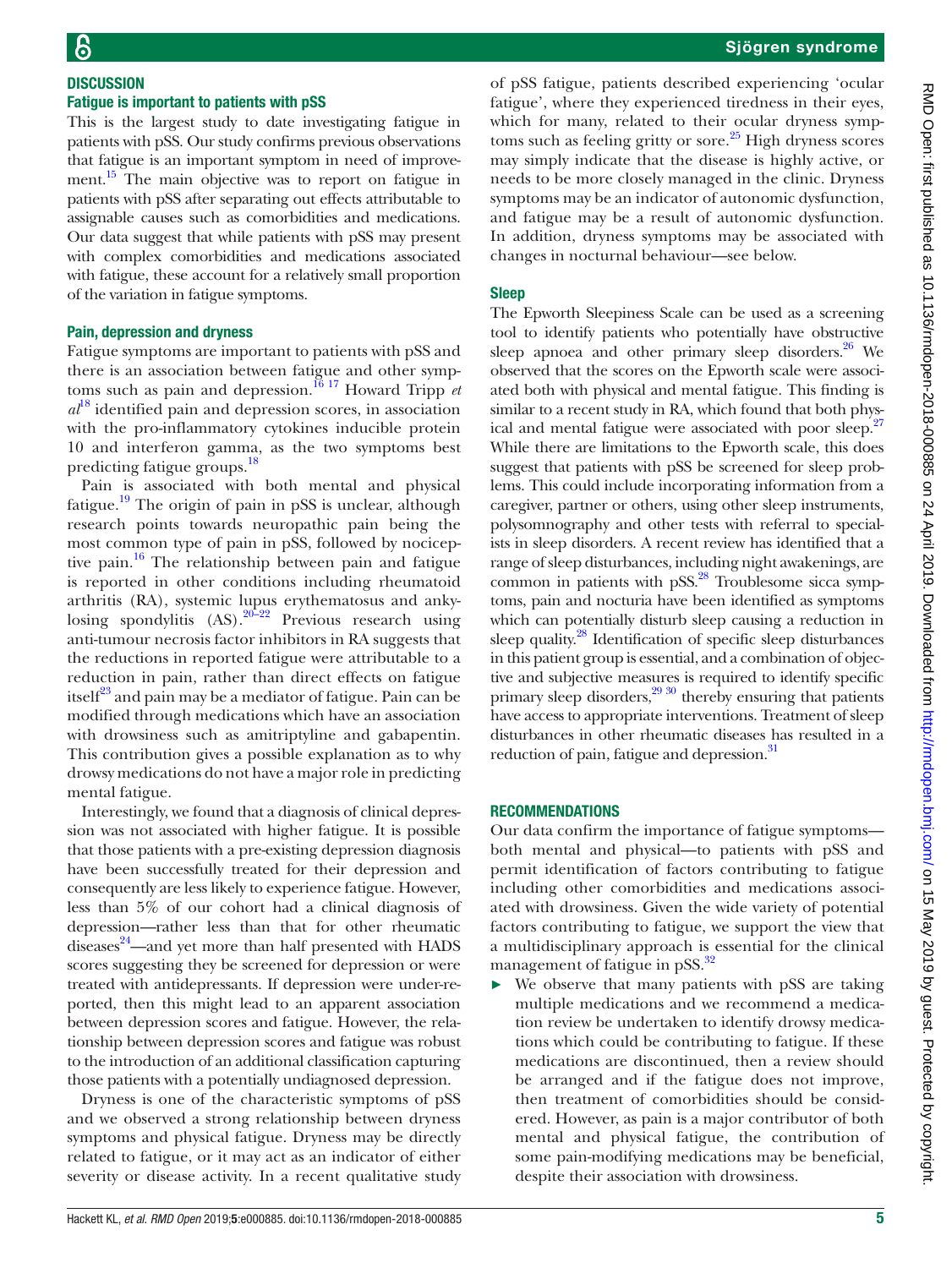## DISCUSSION

### Fatigue is important to patients with pSS

This is the largest study to date investigating fatigue in patients with pSS. Our study confirms previous observations that fatigue is an important symptom in need of improvement.[15] The main objective was to report on fatigue in patients with pSS after separating out effects attributable to assignable causes such as comorbidities and medications. Our data suggest that while patients with pSS may present with complex comorbidities and medications associated with fatigue, these account for a relatively small proportion of the variation in fatigue symptoms.

### Pain, depression and dryness

Fatigue symptoms are important to patients with pSS and there is an association between fatigue and other symptoms such as pain and depression.[16 17] Howard Tripp *et al*[18] identified pain and depression scores, in association with the pro-inflammatory cytokines inducible protein 10 and interferon gamma, as the two symptoms best predicting fatigue groups.[18]

Pain is associated with both mental and physical fatigue.[19] The origin of pain in pSS is unclear, although research points towards neuropathic pain being the most common type of pain in pSS, followed by nociceptive pain.[16] The relationship between pain and fatigue is reported in other conditions including rheumatoid arthritis (RA), systemic lupus erythematosus and ankylosing spondylitis (AS).[20–22] Previous research using anti-tumour necrosis factor inhibitors in RA suggests that the reductions in reported fatigue were attributable to a reduction in pain, rather than direct effects on fatigue itself[23] and pain may be a mediator of fatigue. Pain can be modified through medications which have an association with drowsiness such as amitriptyline and gabapentin. This contribution gives a possible explanation as to why drowsy medications do not have a major role in predicting mental fatigue.

Interestingly, we found that a diagnosis of clinical depression was not associated with higher fatigue. It is possible that those patients with a pre-existing depression diagnosis have been successfully treated for their depression and consequently are less likely to experience fatigue. However, less than 5% of our cohort had a clinical diagnosis of depression—rather less than that for other rheumatic diseases[24]—and yet more than half presented with HADS scores suggesting they be screened for depression or were treated with antidepressants. If depression were under-reported, then this might lead to an apparent association between depression scores and fatigue. However, the relationship between depression scores and fatigue was robust to the introduction of an additional classification capturing those patients with a potentially undiagnosed depression.

Dryness is one of the characteristic symptoms of pSS and we observed a strong relationship between dryness symptoms and physical fatigue. Dryness may be directly related to fatigue, or it may act as an indicator of either severity or disease activity. In a recent qualitative study of pSS fatigue, patients described experiencing 'ocular fatigue', where they experienced tiredness in their eyes, which for many, related to their ocular dryness symptoms such as feeling gritty or sore.[25] High dryness scores may simply indicate that the disease is highly active, or needs to be more closely managed in the clinic. Dryness symptoms may be an indicator of autonomic dysfunction, and fatigue may be a result of autonomic dysfunction. In addition, dryness symptoms may be associated with changes in nocturnal behaviour—see below.

### Sleep

The Epworth Sleepiness Scale can be used as a screening tool to identify patients who potentially have obstructive sleep apnoea and other primary sleep disorders.[26] We observed that the scores on the Epworth scale were associated both with physical and mental fatigue. This finding is similar to a recent study in RA, which found that both physical and mental fatigue were associated with poor sleep.[27] While there are limitations to the Epworth scale, this does suggest that patients with pSS be screened for sleep problems. This could include incorporating information from a caregiver, partner or others, using other sleep instruments, polysomnography and other tests with referral to specialists in sleep disorders. A recent review has identified that a range of sleep disturbances, including night awakenings, are common in patients with pSS.[28] Troublesome sicca symptoms, pain and nocturia have been identified as symptoms which can potentially disturb sleep causing a reduction in sleep quality.[28] Identification of specific sleep disturbances in this patient group is essential, and a combination of objective and subjective measures is required to identify specific primary sleep disorders,[29 30] thereby ensuring that patients have access to appropriate interventions. Treatment of sleep disturbances in other rheumatic diseases has resulted in a reduction of pain, fatigue and depression.[31]

## RECOMMENDATIONS

Our data confirm the importance of fatigue symptoms—both mental and physical—to patients with pSS and permit identification of factors contributing to fatigue including other comorbidities and medications associated with drowsiness. Given the wide variety of potential factors contributing to fatigue, we support the view that a multidisciplinary approach is essential for the clinical management of fatigue in pSS.[32]

- We observe that many patients with pSS are taking multiple medications and we recommend a medication review be undertaken to identify drowsy medications which could be contributing to fatigue. If these medications are discontinued, then a review should be arranged and if the fatigue does not improve, then treatment of comorbidities should be considered. However, as pain is a major contributor of both mental and physical fatigue, the contribution of some pain-modifying medications may be beneficial, despite their association with drowsiness.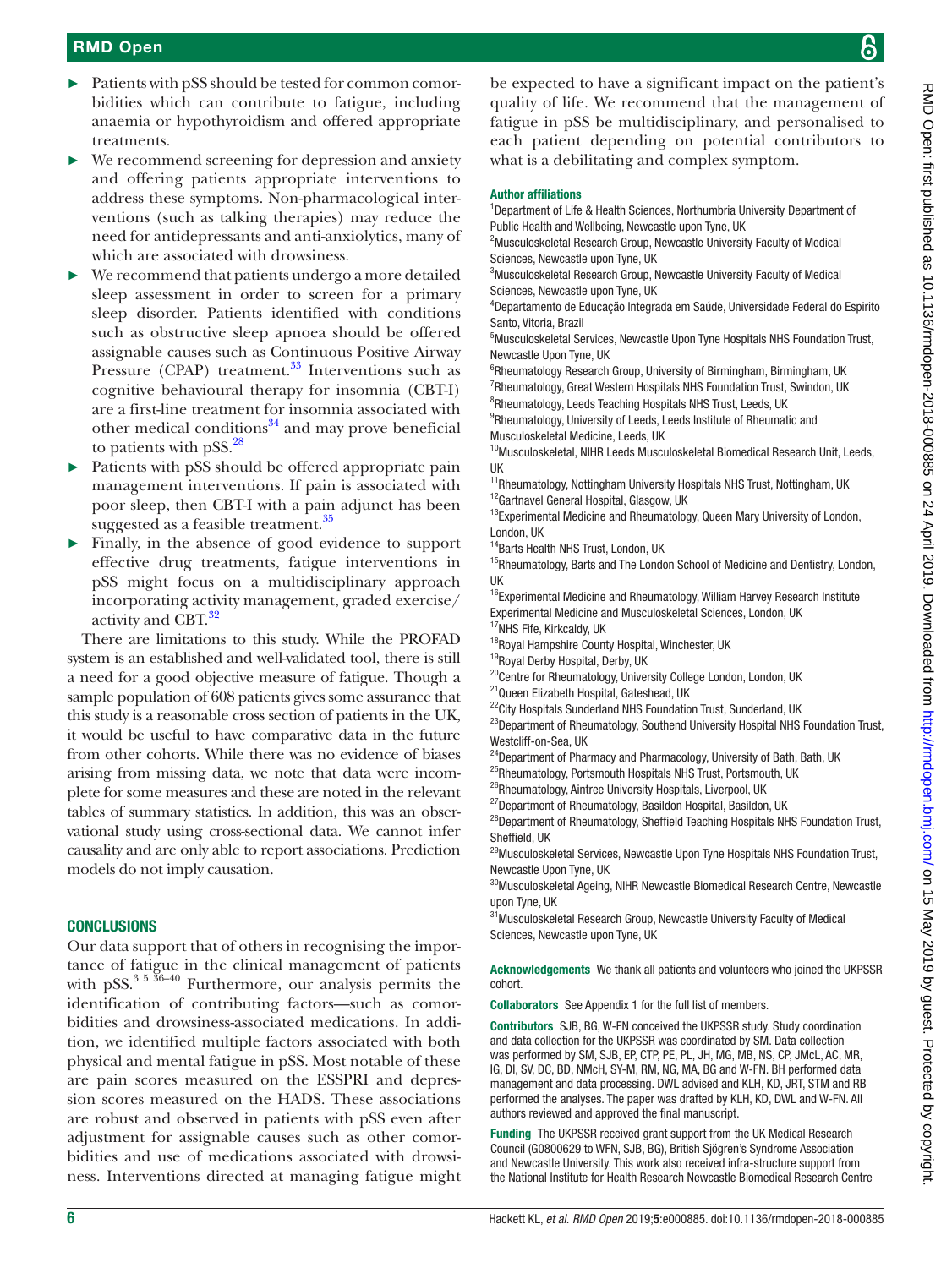- Patients with pSS should be tested for common comorbidities which can contribute to fatigue, including anaemia or hypothyroidism and offered appropriate treatments.
- We recommend screening for depression and anxiety and offering patients appropriate interventions to address these symptoms. Non-pharmacological interventions (such as talking therapies) may reduce the need for antidepressants and anti-anxiolytics, many of which are associated with drowsiness.
- We recommend that patients undergo a more detailed sleep assessment in order to screen for a primary sleep disorder. Patients identified with conditions such as obstructive sleep apnoea should be offered assignable causes such as Continuous Positive Airway Pressure (CPAP) treatment.[33] Interventions such as cognitive behavioural therapy for insomnia (CBT-I) are a first-line treatment for insomnia associated with other medical conditions[34] and may prove beneficial to patients with pSS.[28]
- Patients with pSS should be offered appropriate pain management interventions. If pain is associated with poor sleep, then CBT-I with a pain adjunct has been suggested as a feasible treatment.[35]
- Finally, in the absence of good evidence to support effective drug treatments, fatigue interventions in pSS might focus on a multidisciplinary approach incorporating activity management, graded exercise/activity and CBT.[32]

There are limitations to this study. While the PROFAD system is an established and well-validated tool, there is still a need for a good objective measure of fatigue. Though a sample population of 608 patients gives some assurance that this study is a reasonable cross section of patients in the UK, it would be useful to have comparative data in the future from other cohorts. While there was no evidence of biases arising from missing data, we note that data were incomplete for some measures and these are noted in the relevant tables of summary statistics. In addition, this was an observational study using cross-sectional data. We cannot infer causality and are only able to report associations. Prediction models do not imply causation.

## CONCLUSIONS

Our data support that of others in recognising the importance of fatigue in the clinical management of patients with pSS.[3 5 36–40] Furthermore, our analysis permits the identification of contributing factors—such as comorbidities and drowsiness-associated medications. In addition, we identified multiple factors associated with both physical and mental fatigue in pSS. Most notable of these are pain scores measured on the ESSPRI and depression scores measured on the HADS. These associations are robust and observed in patients with pSS even after adjustment for assignable causes such as other comorbidities and use of medications associated with drowsiness. Interventions directed at managing fatigue might be expected to have a significant impact on the patient's quality of life. We recommend that the management of fatigue in pSS be multidisciplinary, and personalised to each patient depending on potential contributors to what is a debilitating and complex symptom.

**Author affiliations**

[1]Department of Life & Health Sciences, Northumbria University Department of Public Health and Wellbeing, Newcastle upon Tyne, UK
[2]Musculoskeletal Research Group, Newcastle University Faculty of Medical Sciences, Newcastle upon Tyne, UK
[3]Musculoskeletal Research Group, Newcastle University Faculty of Medical Sciences, Newcastle upon Tyne, UK
[4]Departamento de Educação Integrada em Saúde, Universidade Federal do Espirito Santo, Vitoria, Brazil
[5]Musculoskeletal Services, Newcastle Upon Tyne Hospitals NHS Foundation Trust, Newcastle Upon Tyne, UK
[6]Rheumatology Research Group, University of Birmingham, Birmingham, UK
[7]Rheumatology, Great Western Hospitals NHS Foundation Trust, Swindon, UK
[8]Rheumatology, Leeds Teaching Hospitals NHS Trust, Leeds, UK
[9]Rheumatology, University of Leeds, Leeds Institute of Rheumatic and Musculoskeletal Medicine, Leeds, UK
[10]Musculoskeletal, NIHR Leeds Musculoskeletal Biomedical Research Unit, Leeds, UK
[11]Rheumatology, Nottingham University Hospitals NHS Trust, Nottingham, UK
[12]Gartnavel General Hospital, Glasgow, UK
[13]Experimental Medicine and Rheumatology, Queen Mary University of London, London, UK
[14]Barts Health NHS Trust, London, UK
[15]Rheumatology, Barts and The London School of Medicine and Dentistry, London, UK
[16]Experimental Medicine and Rheumatology, William Harvey Research Institute Experimental Medicine and Musculoskeletal Sciences, London, UK
[17]NHS Fife, Kirkcaldy, UK
[18]Royal Hampshire County Hospital, Winchester, UK
[19]Royal Derby Hospital, Derby, UK
[20]Centre for Rheumatology, University College London, London, UK
[21]Queen Elizabeth Hospital, Gateshead, UK
[22]City Hospitals Sunderland NHS Foundation Trust, Sunderland, UK
[23]Department of Rheumatology, Southend University Hospital NHS Foundation Trust, Westcliff-on-Sea, UK
[24]Department of Pharmacy and Pharmacology, University of Bath, Bath, UK
[25]Rheumatology, Portsmouth Hospitals NHS Trust, Portsmouth, UK
[26]Rheumatology, Aintree University Hospitals, Liverpool, UK
[27]Department of Rheumatology, Basildon Hospital, Basildon, UK
[28]Department of Rheumatology, Sheffield Teaching Hospitals NHS Foundation Trust, Sheffield, UK
[29]Musculoskeletal Services, Newcastle Upon Tyne Hospitals NHS Foundation Trust, Newcastle Upon Tyne, UK
[30]Musculoskeletal Ageing, NIHR Newcastle Biomedical Research Centre, Newcastle upon Tyne, UK
[31]Musculoskeletal Research Group, Newcastle University Faculty of Medical Sciences, Newcastle upon Tyne, UK

**Acknowledgements** We thank all patients and volunteers who joined the UKPSSR cohort.

**Collaborators** See Appendix 1 for the full list of members.

**Contributors** SJB, BG, W-FN conceived the UKPSSR study. Study coordination and data collection for the UKPSSR was coordinated by SM. Data collection was performed by SM, SJB, EP, CTP, PE, PL, JH, MG, MB, NS, CP, JMcL, AC, MR, IG, DI, SV, DC, BD, NMcH, SY-M, RM, NG, MA, BG and W-FN. BH performed data management and data processing. DWL advised and KLH, KD, JRT, STM and RB performed the analyses. The paper was drafted by KLH, KD, DWL and W-FN. All authors reviewed and approved the final manuscript.

**Funding** The UKPSSR received grant support from the UK Medical Research Council (G0800629 to WFN, SJB, BG), British Sjögren's Syndrome Association and Newcastle University. This work also received infra-structure support from the National Institute for Health Research Newcastle Biomedical Research Centre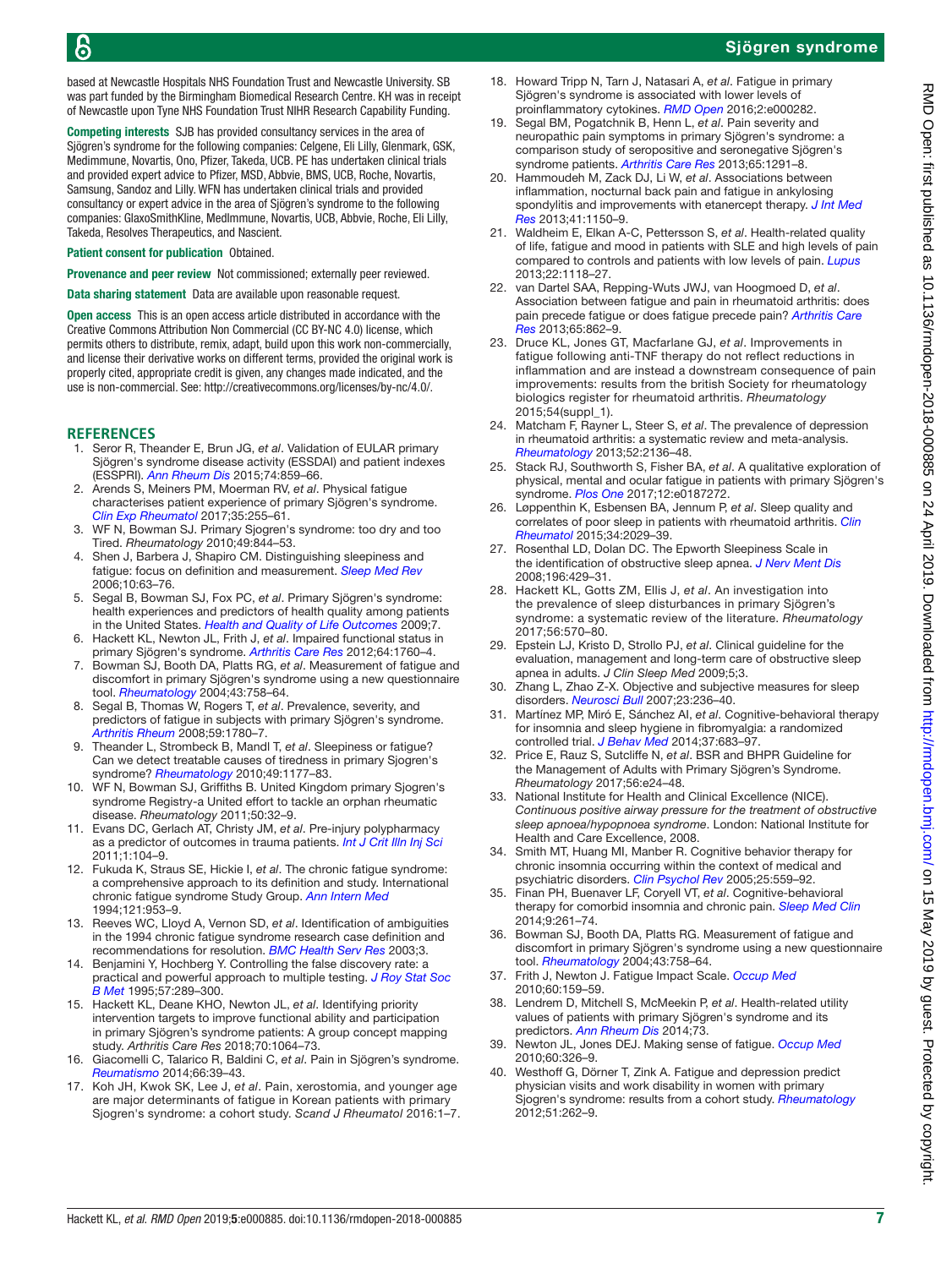based at Newcastle Hospitals NHS Foundation Trust and Newcastle University. SB was part funded by the Birmingham Biomedical Research Centre. KH was in receipt of Newcastle upon Tyne NHS Foundation Trust NIHR Research Capability Funding.

**Competing interests** SJB has provided consultancy services in the area of Sjögren's syndrome for the following companies: Celgene, Eli Lilly, Glenmark, GSK, Medimmune, Novartis, Ono, Pfizer, Takeda, UCB. PE has undertaken clinical trials and provided expert advice to Pfizer, MSD, Abbvie, BMS, UCB, Roche, Novartis, Samsung, Sandoz and Lilly. WFN has undertaken clinical trials and provided consultancy or expert advice in the area of Sjögren's syndrome to the following companies: GlaxoSmithKline, MedImmune, Novartis, UCB, Abbvie, Roche, Eli Lilly, Takeda, Resolves Therapeutics, and Nascient.

**Patient consent for publication** Obtained.

**Provenance and peer review** Not commissioned; externally peer reviewed.

**Data sharing statement** Data are available upon reasonable request.

**Open access** This is an open access article distributed in accordance with the Creative Commons Attribution Non Commercial (CC BY-NC 4.0) license, which permits others to distribute, remix, adapt, build upon this work non-commercially, and license their derivative works on different terms, provided the original work is properly cited, appropriate credit is given, any changes made indicated, and the use is non-commercial. See: http://creativecommons.org/licenses/by-nc/4.0/.

## REFERENCES

1. Seror R, Theander E, Brun JG, *et al*. Validation of EULAR primary Sjögren's syndrome disease activity (ESSDAI) and patient indexes (ESSPRI). *Ann Rheum Dis* 2015;74:859–66.
2. Arends S, Meiners PM, Moerman RV, *et al*. Physical fatigue characterises patient experience of primary Sjögren's syndrome. *Clin Exp Rheumatol* 2017;35:255–61.
3. WF N, Bowman SJ. Primary Sjogren's syndrome: too dry and too Tired. *Rheumatology* 2010;49:844–53.
4. Shen J, Barbera J, Shapiro CM. Distinguishing sleepiness and fatigue: focus on definition and measurement. *Sleep Med Rev* 2006;10:63–76.
5. Segal B, Bowman SJ, Fox PC, *et al*. Primary Sjögren's syndrome: health experiences and predictors of health quality among patients in the United States. *Health and Quality of Life Outcomes* 2009;7.
6. Hackett KL, Newton JL, Frith J, *et al*. Impaired functional status in primary Sjögren's syndrome. *Arthritis Care Res* 2012;64:1760–4.
7. Bowman SJ, Booth DA, Platts RG, *et al*. Measurement of fatigue and discomfort in primary Sjögren's syndrome using a new questionnaire tool. *Rheumatology* 2004;43:758–64.
8. Segal B, Thomas W, Rogers T, *et al*. Prevalence, severity, and predictors of fatigue in subjects with primary Sjögren's syndrome. *Arthritis Rheum* 2008;59:1780–7.
9. Theander L, Strombeck B, Mandl T, *et al*. Sleepiness or fatigue? Can we detect treatable causes of tiredness in primary Sjogren's syndrome? *Rheumatology* 2010;49:1177–83.
10. WF N, Bowman SJ, Griffiths B. United Kingdom primary Sjogren's syndrome Registry-a United effort to tackle an orphan rheumatic disease. *Rheumatology* 2011;50:32–9.
11. Evans DC, Gerlach AT, Christy JM, *et al*. Pre-injury polypharmacy as a predictor of outcomes in trauma patients. *Int J Crit Illn Inj Sci* 2011;1:104–9.
12. Fukuda K, Straus SE, Hickie I, *et al*. The chronic fatigue syndrome: a comprehensive approach to its definition and study. International chronic fatigue syndrome Study Group. *Ann Intern Med* 1994;121:953–9.
13. Reeves WC, Lloyd A, Vernon SD, *et al*. Identification of ambiguities in the 1994 chronic fatigue syndrome research case definition and recommendations for resolution. *BMC Health Serv Res* 2003;3.
14. Benjamini Y, Hochberg Y. Controlling the false discovery rate: a practical and powerful approach to multiple testing. *J Roy Stat Soc B Met* 1995;57:289–300.
15. Hackett KL, Deane KHO, Newton JL, *et al*. Identifying priority intervention targets to improve functional ability and participation in primary Sjögren's syndrome patients: A group concept mapping study. *Arthritis Care Res* 2018;70:1064–73.
16. Giacomelli C, Talarico R, Baldini C, *et al*. Pain in Sjögren's syndrome. *Reumatismo* 2014;66:39–43.
17. Koh JH, Kwok SK, Lee J, *et al*. Pain, xerostomia, and younger age are major determinants of fatigue in Korean patients with primary Sjogren's syndrome: a cohort study. *Scand J Rheumatol* 2016:1–7.
18. Howard Tripp N, Tarn J, Natasari A, *et al*. Fatigue in primary Sjögren's syndrome is associated with lower levels of proinflammatory cytokines. *RMD Open* 2016;2:e000282.
19. Segal BM, Pogatchnik B, Henn L, *et al*. Pain severity and neuropathic pain symptoms in primary Sjögren's syndrome: a comparison study of seropositive and seronegative Sjögren's syndrome patients. *Arthritis Care Res* 2013;65:1291–8.
20. Hammoudeh M, Zack DJ, Li W, *et al*. Associations between inflammation, nocturnal back pain and fatigue in ankylosing spondylitis and improvements with etanercept therapy. *J Int Med Res* 2013;41:1150–9.
21. Waldheim E, Elkan A-C, Pettersson S, *et al*. Health-related quality of life, fatigue and mood in patients with SLE and high levels of pain compared to controls and patients with low levels of pain. *Lupus* 2013;22:1118–27.
22. van Dartel SAA, Repping-Wuts JWJ, van Hoogmoed D, *et al*. Association between fatigue and pain in rheumatoid arthritis: does pain precede fatigue or does fatigue precede pain? *Arthritis Care Res* 2013;65:862–9.
23. Druce KL, Jones GT, Macfarlane GJ, *et al*. Improvements in fatigue following anti-TNF therapy do not reflect reductions in inflammation and are instead a downstream consequence of pain improvements: results from the british Society for rheumatology biologics register for rheumatoid arthritis. *Rheumatology* 2015;54(suppl_1).
24. Matcham F, Rayner L, Steer S, *et al*. The prevalence of depression in rheumatoid arthritis: a systematic review and meta-analysis. *Rheumatology* 2013;52:2136–48.
25. Stack RJ, Southworth S, Fisher BA, *et al*. A qualitative exploration of physical, mental and ocular fatigue in patients with primary Sjögren's syndrome. *Plos One* 2017;12:e0187272.
26. Løppenthin K, Esbensen BA, Jennum P, *et al*. Sleep quality and correlates of poor sleep in patients with rheumatoid arthritis. *Clin Rheumatol* 2015;34:2029–39.
27. Rosenthal LD, Dolan DC. The Epworth Sleepiness Scale in the identification of obstructive sleep apnea. *J Nerv Ment Dis* 2008;196:429–31.
28. Hackett KL, Gotts ZM, Ellis J, *et al*. An investigation into the prevalence of sleep disturbances in primary Sjögren's syndrome: a systematic review of the literature. *Rheumatology* 2017;56:570–80.
29. Epstein LJ, Kristo D, Strollo PJ, *et al*. Clinical guideline for the evaluation, management and long-term care of obstructive sleep apnea in adults. *J Clin Sleep Med* 2009;5;3.
30. Zhang L, Zhao Z-X. Objective and subjective measures for sleep disorders. *Neurosci Bull* 2007;23:236–40.
31. Martínez MP, Miró E, Sánchez AI, *et al*. Cognitive-behavioral therapy for insomnia and sleep hygiene in fibromyalgia: a randomized controlled trial. *J Behav Med* 2014;37:683–97.
32. Price E, Rauz S, Sutcliffe N, *et al*. BSR and BHPR Guideline for the Management of Adults with Primary Sjögren's Syndrome. *Rheumatology* 2017;56:e24–48.
33. National Institute for Health and Clinical Excellence (NICE). *Continuous positive airway pressure for the treatment of obstructive sleep apnoea/hypopnoea syndrome*. London: National Institute for Health and Care Excellence, 2008.
34. Smith MT, Huang MI, Manber R. Cognitive behavior therapy for chronic insomnia occurring within the context of medical and psychiatric disorders. *Clin Psychol Rev* 2005;25:559–92.
35. Finan PH, Buenaver LF, Coryell VT, *et al*. Cognitive-behavioral therapy for comorbid insomnia and chronic pain. *Sleep Med Clin* 2014;9:261–74.
36. Bowman SJ, Booth DA, Platts RG. Measurement of fatigue and discomfort in primary Sjögren's syndrome using a new questionnaire tool. *Rheumatology* 2004;43:758–64.
37. Frith J, Newton J. Fatigue Impact Scale. *Occup Med* 2010;60:159–59.
38. Lendrem D, Mitchell S, McMeekin P, *et al*. Health-related utility values of patients with primary Sjögren's syndrome and its predictors. *Ann Rheum Dis* 2014;73.
39. Newton JL, Jones DEJ. Making sense of fatigue. *Occup Med* 2010;60:326–9.
40. Westhoff G, Dörner T, Zink A. Fatigue and depression predict physician visits and work disability in women with primary Sjogren's syndrome: results from a cohort study. *Rheumatology* 2012;51:262–9.